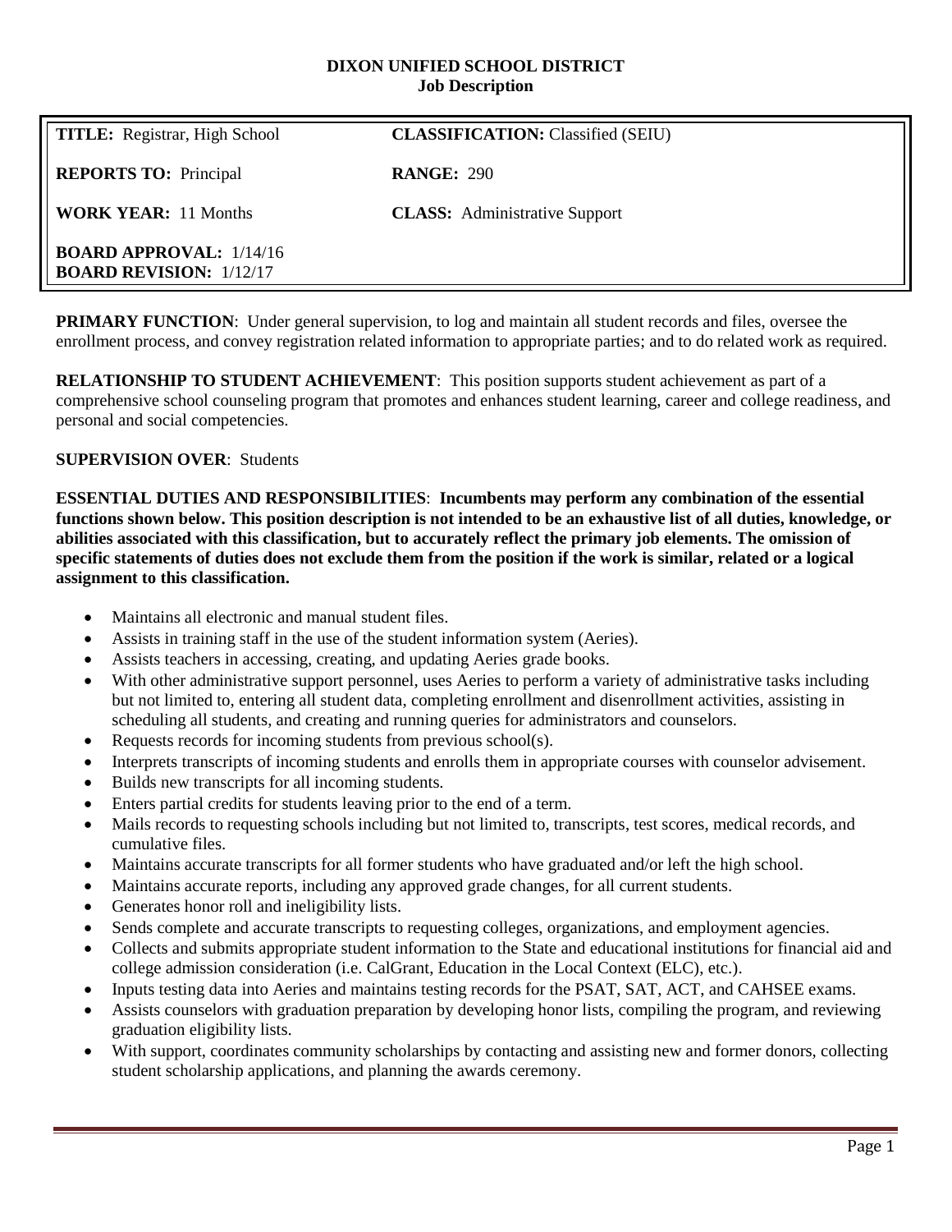# DIXON UNIFIED SCHOOL DISTRICT
## Job Description

| **TITLE:** Registrar, High School | **CLASSIFICATION:** Classified (SEIU) |
| --- | --- |
| **REPORTS TO:** Principal | **RANGE:** 290 |
| **WORK YEAR:** 11 Months | **CLASS:** Administrative Support |
| **BOARD APPROVAL:** 1/14/16<br>**BOARD REVISION:** 1/12/17 | |

**PRIMARY FUNCTION**: Under general supervision, to log and maintain all student records and files, oversee the enrollment process, and convey registration related information to appropriate parties; and to do related work as required.

**RELATIONSHIP TO STUDENT ACHIEVEMENT**: This position supports student achievement as part of a comprehensive school counseling program that promotes and enhances student learning, career and college readiness, and personal and social competencies.

**SUPERVISION OVER**: Students

**ESSENTIAL DUTIES AND RESPONSIBILITIES**: **Incumbents may perform any combination of the essential functions shown below. This position description is not intended to be an exhaustive list of all duties, knowledge, or abilities associated with this classification, but to accurately reflect the primary job elements. The omission of specific statements of duties does not exclude them from the position if the work is similar, related or a logical assignment to this classification.**

- Maintains all electronic and manual student files.
- Assists in training staff in the use of the student information system (Aeries).
- Assists teachers in accessing, creating, and updating Aeries grade books.
- With other administrative support personnel, uses Aeries to perform a variety of administrative tasks including but not limited to, entering all student data, completing enrollment and disenrollment activities, assisting in scheduling all students, and creating and running queries for administrators and counselors.
- Requests records for incoming students from previous school(s).
- Interprets transcripts of incoming students and enrolls them in appropriate courses with counselor advisement.
- Builds new transcripts for all incoming students.
- Enters partial credits for students leaving prior to the end of a term.
- Mails records to requesting schools including but not limited to, transcripts, test scores, medical records, and cumulative files.
- Maintains accurate transcripts for all former students who have graduated and/or left the high school.
- Maintains accurate reports, including any approved grade changes, for all current students.
- Generates honor roll and ineligibility lists.
- Sends complete and accurate transcripts to requesting colleges, organizations, and employment agencies.
- Collects and submits appropriate student information to the State and educational institutions for financial aid and college admission consideration (i.e. CalGrant, Education in the Local Context (ELC), etc.).
- Inputs testing data into Aeries and maintains testing records for the PSAT, SAT, ACT, and CAHSEE exams.
- Assists counselors with graduation preparation by developing honor lists, compiling the program, and reviewing graduation eligibility lists.
- With support, coordinates community scholarships by contacting and assisting new and former donors, collecting student scholarship applications, and planning the awards ceremony.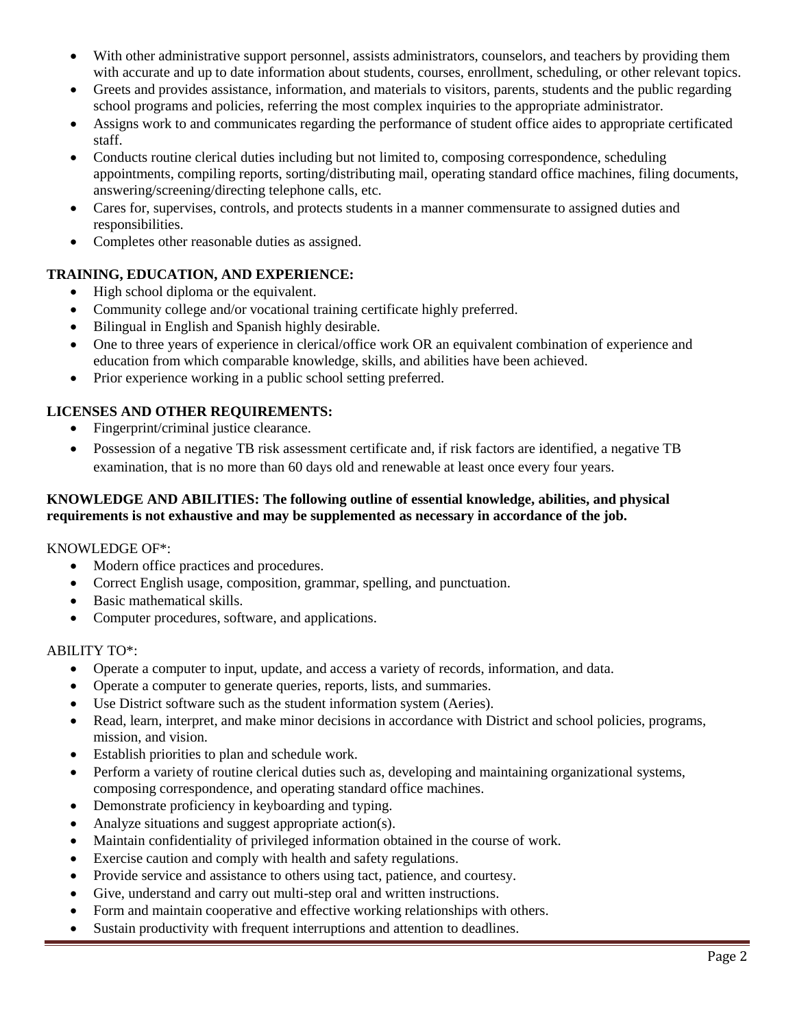- With other administrative support personnel, assists administrators, counselors, and teachers by providing them with accurate and up to date information about students, courses, enrollment, scheduling, or other relevant topics.
- Greets and provides assistance, information, and materials to visitors, parents, students and the public regarding school programs and policies, referring the most complex inquiries to the appropriate administrator.
- Assigns work to and communicates regarding the performance of student office aides to appropriate certificated staff.
- Conducts routine clerical duties including but not limited to, composing correspondence, scheduling appointments, compiling reports, sorting/distributing mail, operating standard office machines, filing documents, answering/screening/directing telephone calls, etc.
- Cares for, supervises, controls, and protects students in a manner commensurate to assigned duties and responsibilities.
- Completes other reasonable duties as assigned.

**TRAINING, EDUCATION, AND EXPERIENCE:**

- High school diploma or the equivalent.
- Community college and/or vocational training certificate highly preferred.
- Bilingual in English and Spanish highly desirable.
- One to three years of experience in clerical/office work OR an equivalent combination of experience and education from which comparable knowledge, skills, and abilities have been achieved.
- Prior experience working in a public school setting preferred.

**LICENSES AND OTHER REQUIREMENTS:**

- Fingerprint/criminal justice clearance.
- Possession of a negative TB risk assessment certificate and, if risk factors are identified, a negative TB examination, that is no more than 60 days old and renewable at least once every four years.

**KNOWLEDGE AND ABILITIES: The following outline of essential knowledge, abilities, and physical requirements is not exhaustive and may be supplemented as necessary in accordance of the job.**

KNOWLEDGE OF*:

- Modern office practices and procedures.
- Correct English usage, composition, grammar, spelling, and punctuation.
- Basic mathematical skills.
- Computer procedures, software, and applications.

ABILITY TO*:

- Operate a computer to input, update, and access a variety of records, information, and data.
- Operate a computer to generate queries, reports, lists, and summaries.
- Use District software such as the student information system (Aeries).
- Read, learn, interpret, and make minor decisions in accordance with District and school policies, programs, mission, and vision.
- Establish priorities to plan and schedule work.
- Perform a variety of routine clerical duties such as, developing and maintaining organizational systems, composing correspondence, and operating standard office machines.
- Demonstrate proficiency in keyboarding and typing.
- Analyze situations and suggest appropriate action(s).
- Maintain confidentiality of privileged information obtained in the course of work.
- Exercise caution and comply with health and safety regulations.
- Provide service and assistance to others using tact, patience, and courtesy.
- Give, understand and carry out multi-step oral and written instructions.
- Form and maintain cooperative and effective working relationships with others.
- Sustain productivity with frequent interruptions and attention to deadlines.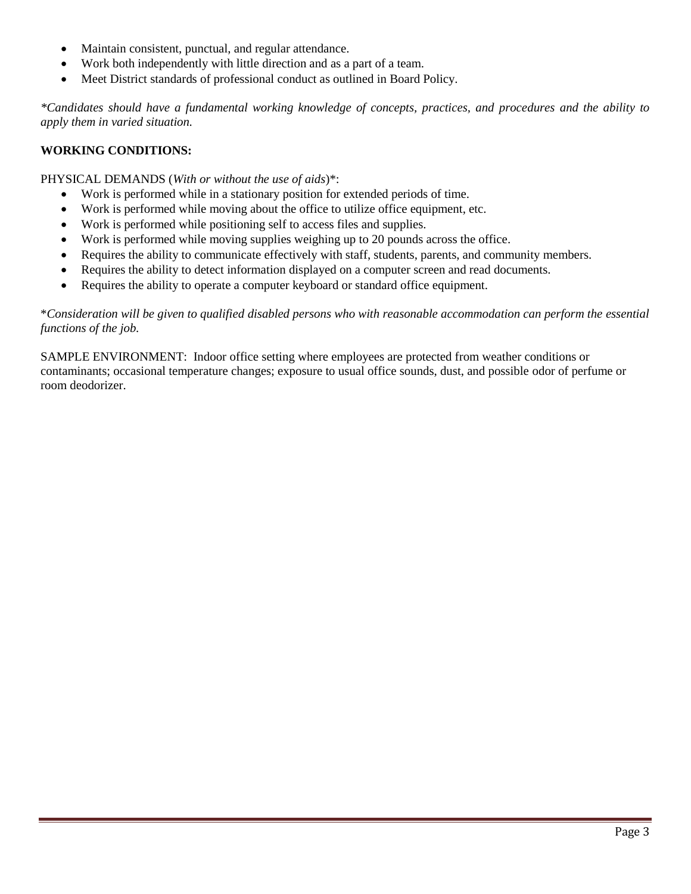- Maintain consistent, punctual, and regular attendance.
- Work both independently with little direction and as a part of a team.
- Meet District standards of professional conduct as outlined in Board Policy.

*\*Candidates should have a fundamental working knowledge of concepts, practices, and procedures and the ability to apply them in varied situation.*

**WORKING CONDITIONS:**

PHYSICAL DEMANDS (*With or without the use of aids*)*:

- Work is performed while in a stationary position for extended periods of time.
- Work is performed while moving about the office to utilize office equipment, etc.
- Work is performed while positioning self to access files and supplies.
- Work is performed while moving supplies weighing up to 20 pounds across the office.
- Requires the ability to communicate effectively with staff, students, parents, and community members.
- Requires the ability to detect information displayed on a computer screen and read documents.
- Requires the ability to operate a computer keyboard or standard office equipment.

\**Consideration will be given to qualified disabled persons who with reasonable accommodation can perform the essential functions of the job.*

SAMPLE ENVIRONMENT: Indoor office setting where employees are protected from weather conditions or contaminants; occasional temperature changes; exposure to usual office sounds, dust, and possible odor of perfume or room deodorizer.